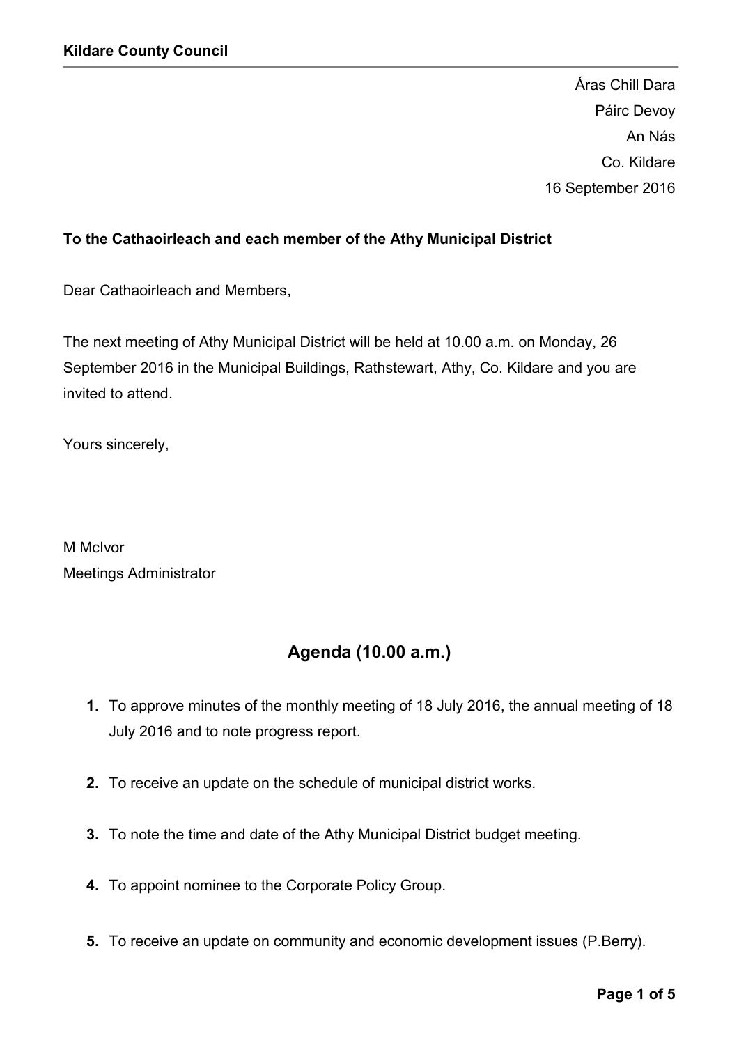**Kildare County Council**

Áras Chill Dara
Páirc Devoy
An Nás
Co. Kildare
16 September 2016

**To the Cathaoirleach and each member of the Athy Municipal District**

Dear Cathaoirleach and Members,

The next meeting of Athy Municipal District will be held at 10.00 a.m. on Monday, 26 September 2016 in the Municipal Buildings, Rathstewart, Athy, Co. Kildare and you are invited to attend.

Yours sincerely,

M McIvor
Meetings Administrator

## Agenda (10.00 a.m.)

1. To approve minutes of the monthly meeting of 18 July 2016, the annual meeting of 18 July 2016 and to note progress report.
2. To receive an update on the schedule of municipal district works.
3. To note the time and date of the Athy Municipal District budget meeting.
4. To appoint nominee to the Corporate Policy Group.
5. To receive an update on community and economic development issues (P.Berry).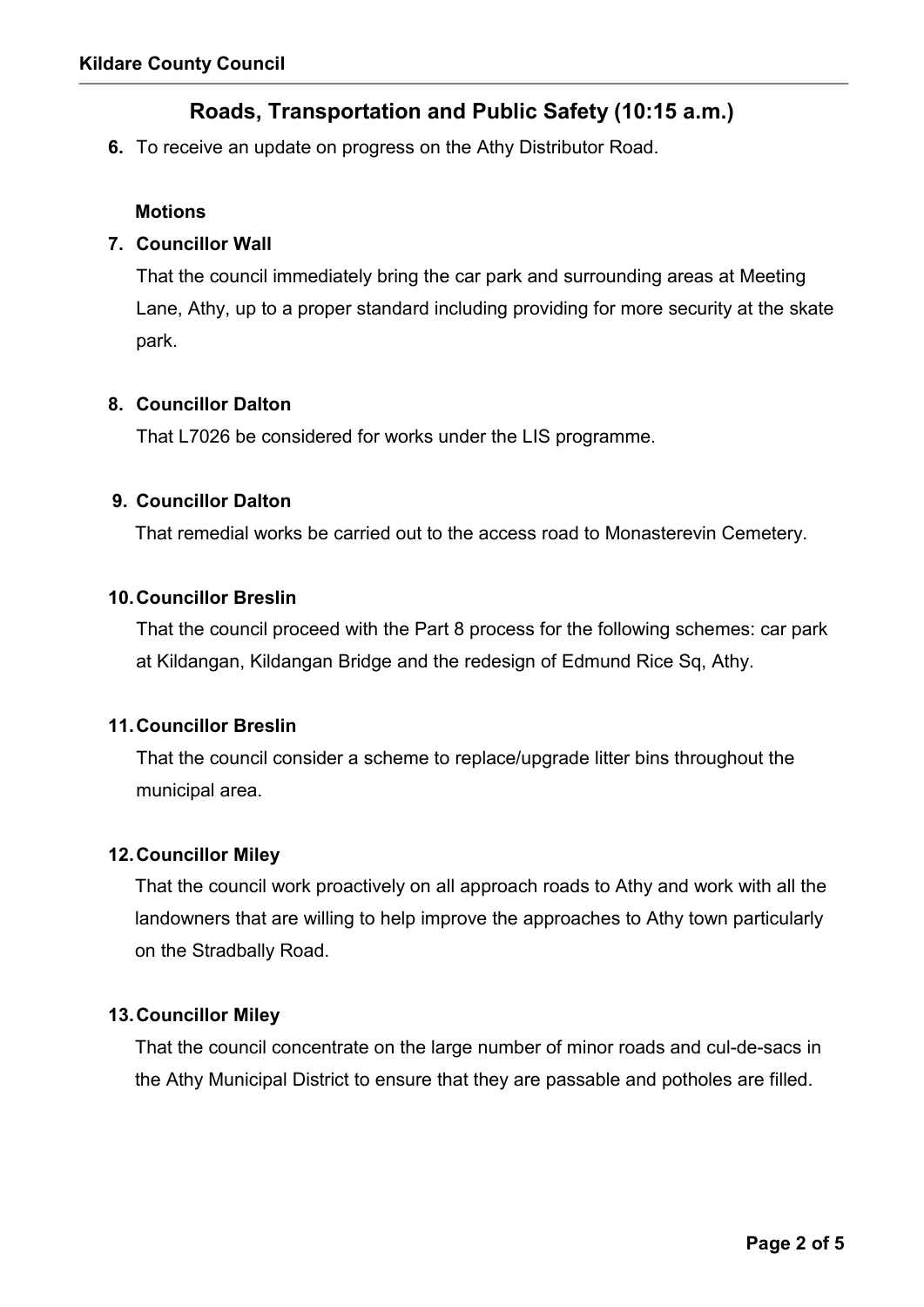## Roads, Transportation and Public Safety (10:15 a.m.)

**6.** To receive an update on progress on the Athy Distributor Road.

**Motions**

**7. Councillor Wall**

That the council immediately bring the car park and surrounding areas at Meeting Lane, Athy, up to a proper standard including providing for more security at the skate park.

**8. Councillor Dalton**

That L7026 be considered for works under the LIS programme.

**9. Councillor Dalton**

That remedial works be carried out to the access road to Monasterevin Cemetery.

**10. Councillor Breslin**

That the council proceed with the Part 8 process for the following schemes: car park at Kildangan, Kildangan Bridge and the redesign of Edmund Rice Sq, Athy.

**11. Councillor Breslin**

That the council consider a scheme to replace/upgrade litter bins throughout the municipal area.

**12. Councillor Miley**

That the council work proactively on all approach roads to Athy and work with all the landowners that are willing to help improve the approaches to Athy town particularly on the Stradbally Road.

**13. Councillor Miley**

That the council concentrate on the large number of minor roads and cul-de-sacs in the Athy Municipal District to ensure that they are passable and potholes are filled.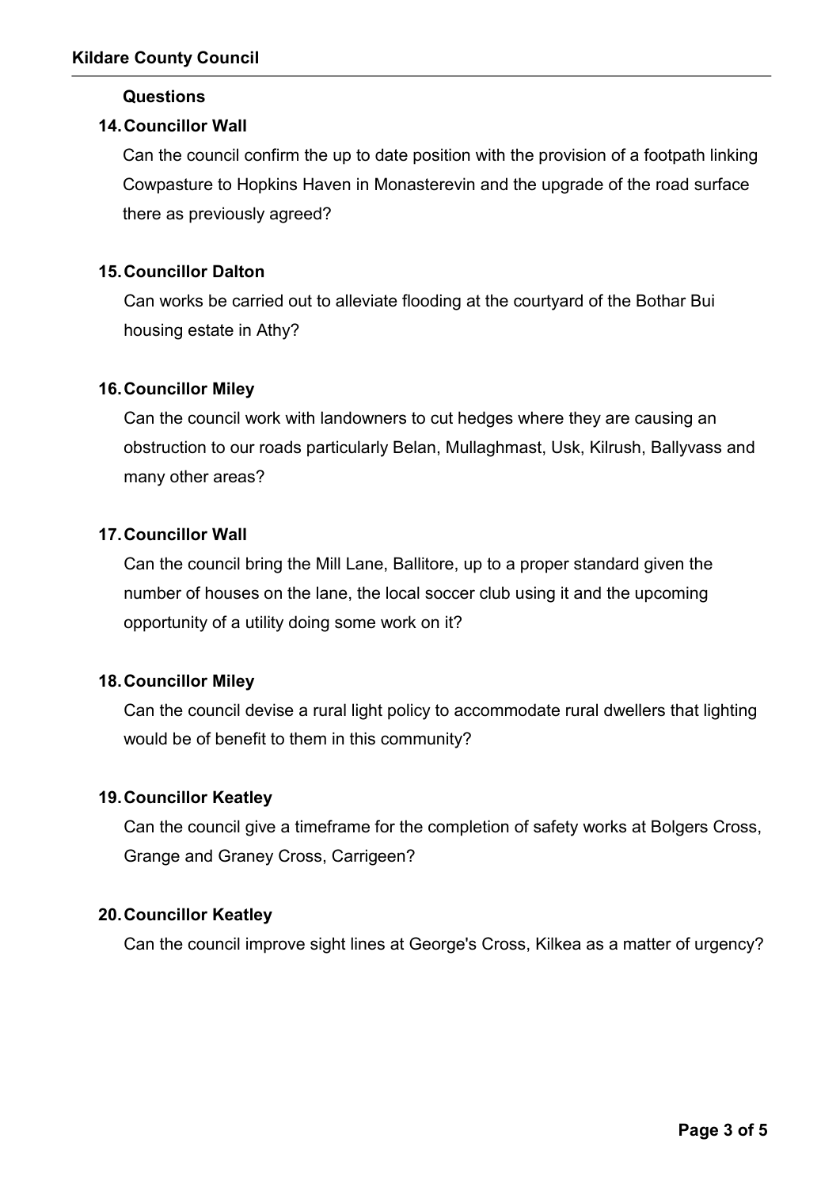## Questions

**14. Councillor Wall**

Can the council confirm the up to date position with the provision of a footpath linking Cowpasture to Hopkins Haven in Monasterevin and the upgrade of the road surface there as previously agreed?

**15. Councillor Dalton**

Can works be carried out to alleviate flooding at the courtyard of the Bothar Bui housing estate in Athy?

**16. Councillor Miley**

Can the council work with landowners to cut hedges where they are causing an obstruction to our roads particularly Belan, Mullaghmast, Usk, Kilrush, Ballyvass and many other areas?

**17. Councillor Wall**

Can the council bring the Mill Lane, Ballitore, up to a proper standard given the number of houses on the lane, the local soccer club using it and the upcoming opportunity of a utility doing some work on it?

**18. Councillor Miley**

Can the council devise a rural light policy to accommodate rural dwellers that lighting would be of benefit to them in this community?

**19. Councillor Keatley**

Can the council give a timeframe for the completion of safety works at Bolgers Cross, Grange and Graney Cross, Carrigeen?

**20. Councillor Keatley**

Can the council improve sight lines at George's Cross, Kilkea as a matter of urgency?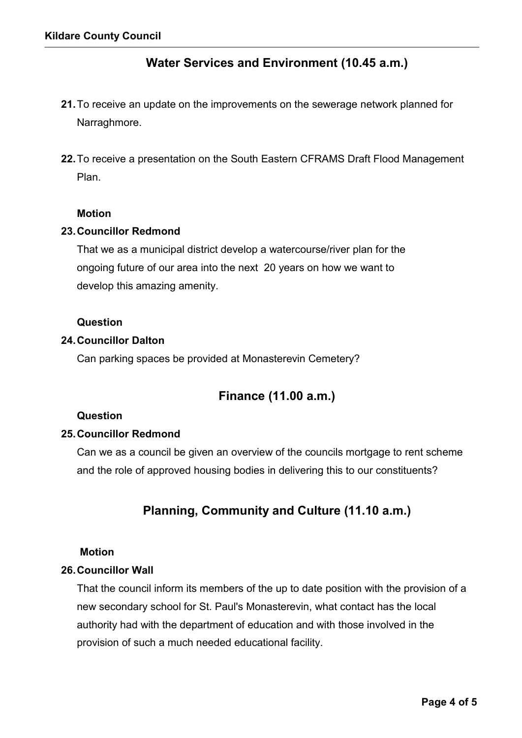## Water Services and Environment (10.45 a.m.)

21. To receive an update on the improvements on the sewerage network planned for Narraghmore.

22. To receive a presentation on the South Eastern CFRAMS Draft Flood Management Plan.

**Motion**

23. **Councillor Redmond**

That we as a municipal district develop a watercourse/river plan for the ongoing future of our area into the next 20 years on how we want to develop this amazing amenity.

**Question**

24. **Councillor Dalton**

Can parking spaces be provided at Monasterevin Cemetery?

## Finance (11.00 a.m.)

**Question**

25. **Councillor Redmond**

Can we as a council be given an overview of the councils mortgage to rent scheme and the role of approved housing bodies in delivering this to our constituents?

## Planning, Community and Culture (11.10 a.m.)

**Motion**

26. **Councillor Wall**

That the council inform its members of the up to date position with the provision of a new secondary school for St. Paul's Monasterevin, what contact has the local authority had with the department of education and with those involved in the provision of such a much needed educational facility.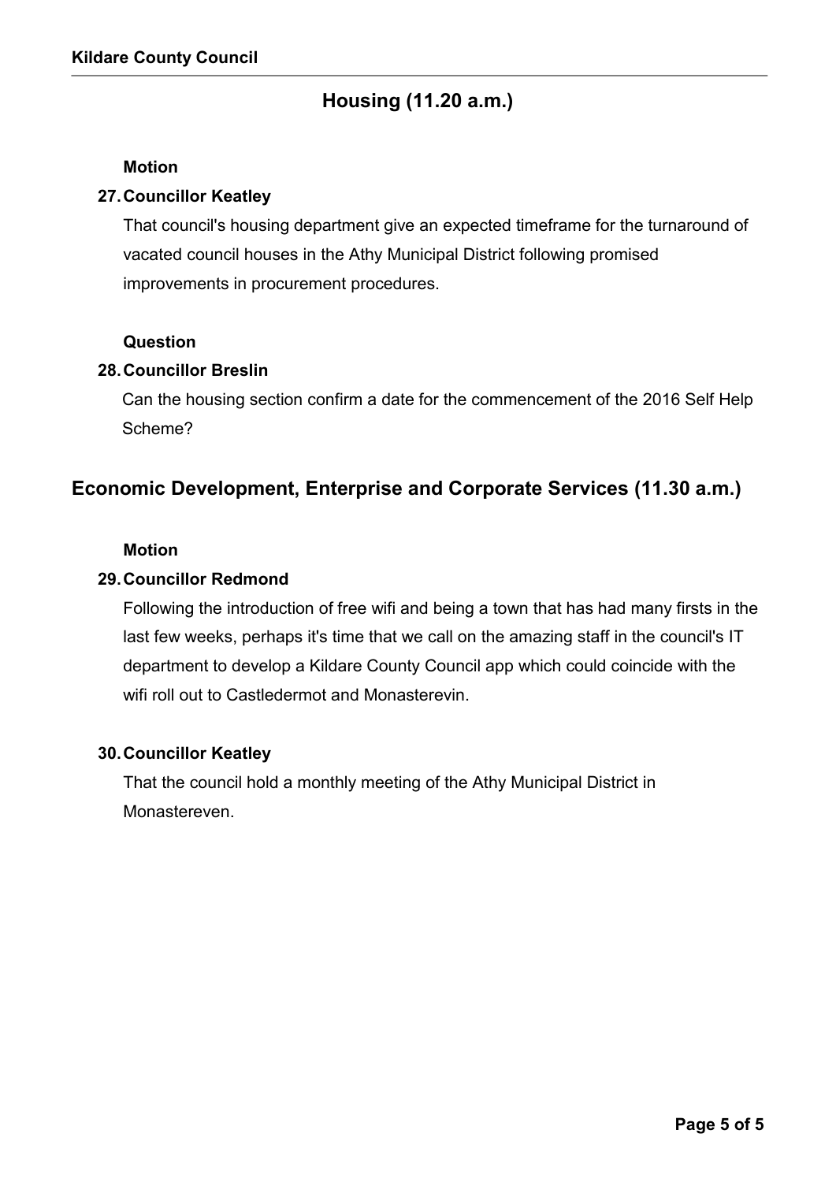## Housing (11.20 a.m.)

**Motion**

**27. Councillor Keatley**

That council's housing department give an expected timeframe for the turnaround of vacated council houses in the Athy Municipal District following promised improvements in procurement procedures.

**Question**

**28. Councillor Breslin**

Can the housing section confirm a date for the commencement of the 2016 Self Help Scheme?

## Economic Development, Enterprise and Corporate Services (11.30 a.m.)

**Motion**

**29. Councillor Redmond**

Following the introduction of free wifi and being a town that has had many firsts in the last few weeks, perhaps it's time that we call on the amazing staff in the council's IT department to develop a Kildare County Council app which could coincide with the wifi roll out to Castledermot and Monasterevin.

**30. Councillor Keatley**

That the council hold a monthly meeting of the Athy Municipal District in Monastereven.